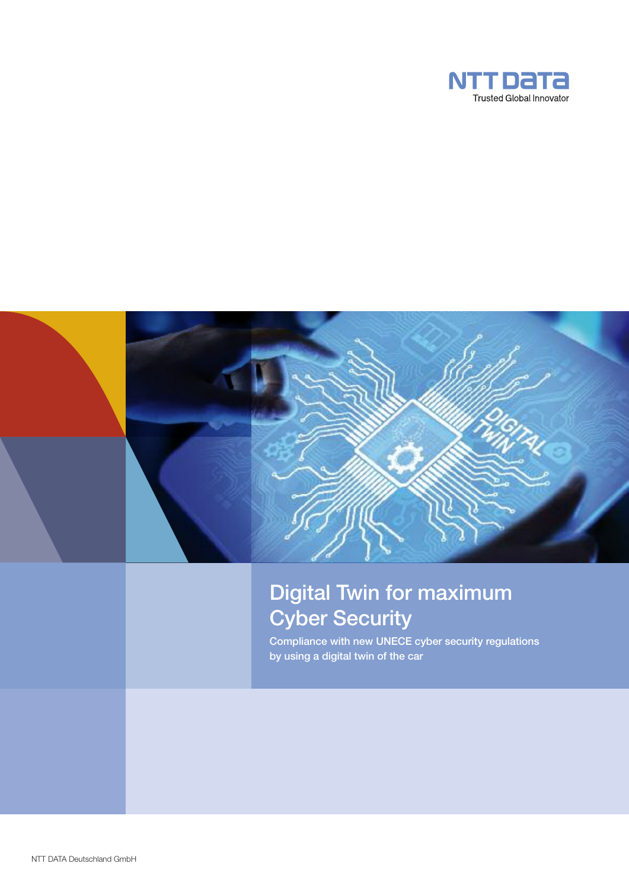NTT DATA

Trusted Global Innovator

# Digital Twin for maximum Cyber Security

Compliance with new UNECE cyber security regulations by using a digital twin of the car

NTT DATA Deutschland GmbH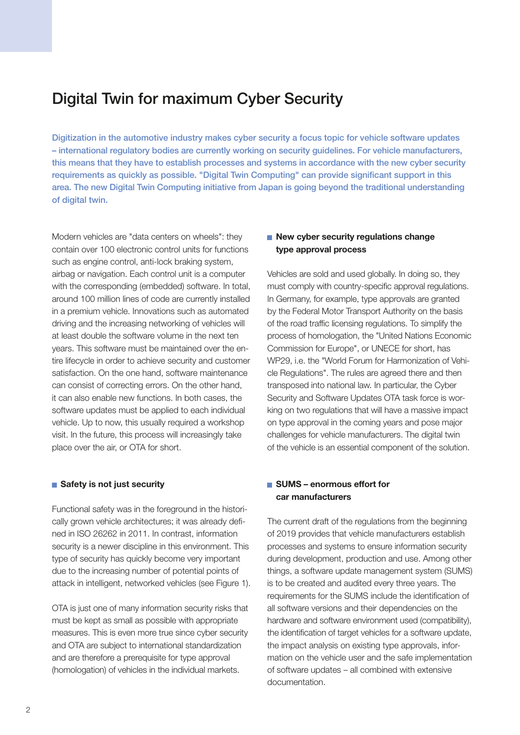# Digital Twin for maximum Cyber Security

Digitization in the automotive industry makes cyber security a focus topic for vehicle software updates – international regulatory bodies are currently working on security guidelines. For vehicle manufacturers, this means that they have to establish processes and systems in accordance with the new cyber security requirements as quickly as possible. "Digital Twin Computing" can provide significant support in this area. The new Digital Twin Computing initiative from Japan is going beyond the traditional understanding of digital twin.

Modern vehicles are "data centers on wheels": they contain over 100 electronic control units for functions such as engine control, anti-lock braking system, airbag or navigation. Each control unit is a computer with the corresponding (embedded) software. In total, around 100 million lines of code are currently installed in a premium vehicle. Innovations such as automated driving and the increasing networking of vehicles will at least double the software volume in the next ten years. This software must be maintained over the entire lifecycle in order to achieve security and customer satisfaction. On the one hand, software maintenance can consist of correcting errors. On the other hand, it can also enable new functions. In both cases, the software updates must be applied to each individual vehicle. Up to now, this usually required a workshop visit. In the future, this process will increasingly take place over the air, or OTA for short.

## Safety is not just security

Functional safety was in the foreground in the historically grown vehicle architectures; it was already defined in ISO 26262 in 2011. In contrast, information security is a newer discipline in this environment. This type of security has quickly become very important due to the increasing number of potential points of attack in intelligent, networked vehicles (see Figure 1).

OTA is just one of many information security risks that must be kept as small as possible with appropriate measures. This is even more true since cyber security and OTA are subject to international standardization and are therefore a prerequisite for type approval (homologation) of vehicles in the individual markets.

## New cyber security regulations change type approval process

Vehicles are sold and used globally. In doing so, they must comply with country-specific approval regulations. In Germany, for example, type approvals are granted by the Federal Motor Transport Authority on the basis of the road traffic licensing regulations. To simplify the process of homologation, the "United Nations Economic Commission for Europe", or UNECE for short, has WP29, i.e. the "World Forum for Harmonization of Vehicle Regulations". The rules are agreed there and then transposed into national law. In particular, the Cyber Security and Software Updates OTA task force is working on two regulations that will have a massive impact on type approval in the coming years and pose major challenges for vehicle manufacturers. The digital twin of the vehicle is an essential component of the solution.

## SUMS – enormous effort for car manufacturers

The current draft of the regulations from the beginning of 2019 provides that vehicle manufacturers establish processes and systems to ensure information security during development, production and use. Among other things, a software update management system (SUMS) is to be created and audited every three years. The requirements for the SUMS include the identification of all software versions and their dependencies on the hardware and software environment used (compatibility), the identification of target vehicles for a software update, the impact analysis on existing type approvals, information on the vehicle user and the safe implementation of software updates – all combined with extensive documentation.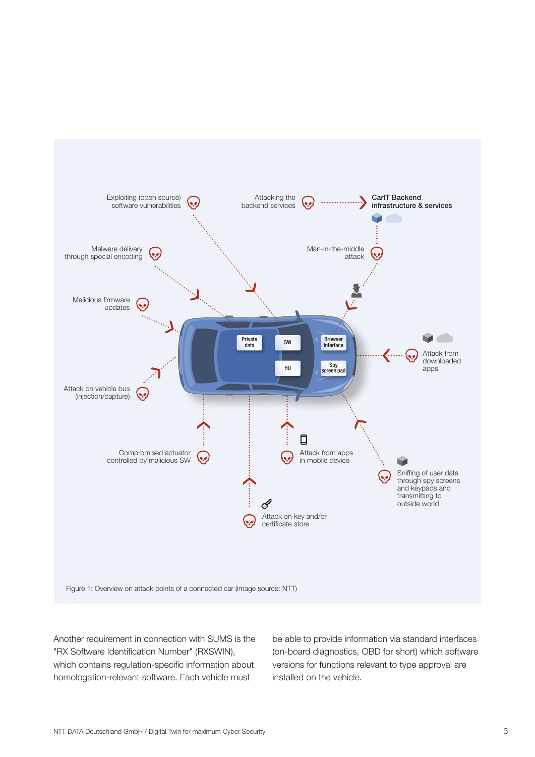Figure 1: Overview on attack points of a connected car (image source: NTT)

Another requirement in connection with SUMS is the "RX Software Identification Number" (RXSWIN), which contains regulation-specific information about homologation-relevant software. Each vehicle must be able to provide information via standard interfaces (on-board diagnostics, OBD for short) which software versions for functions relevant to type approval are installed on the vehicle.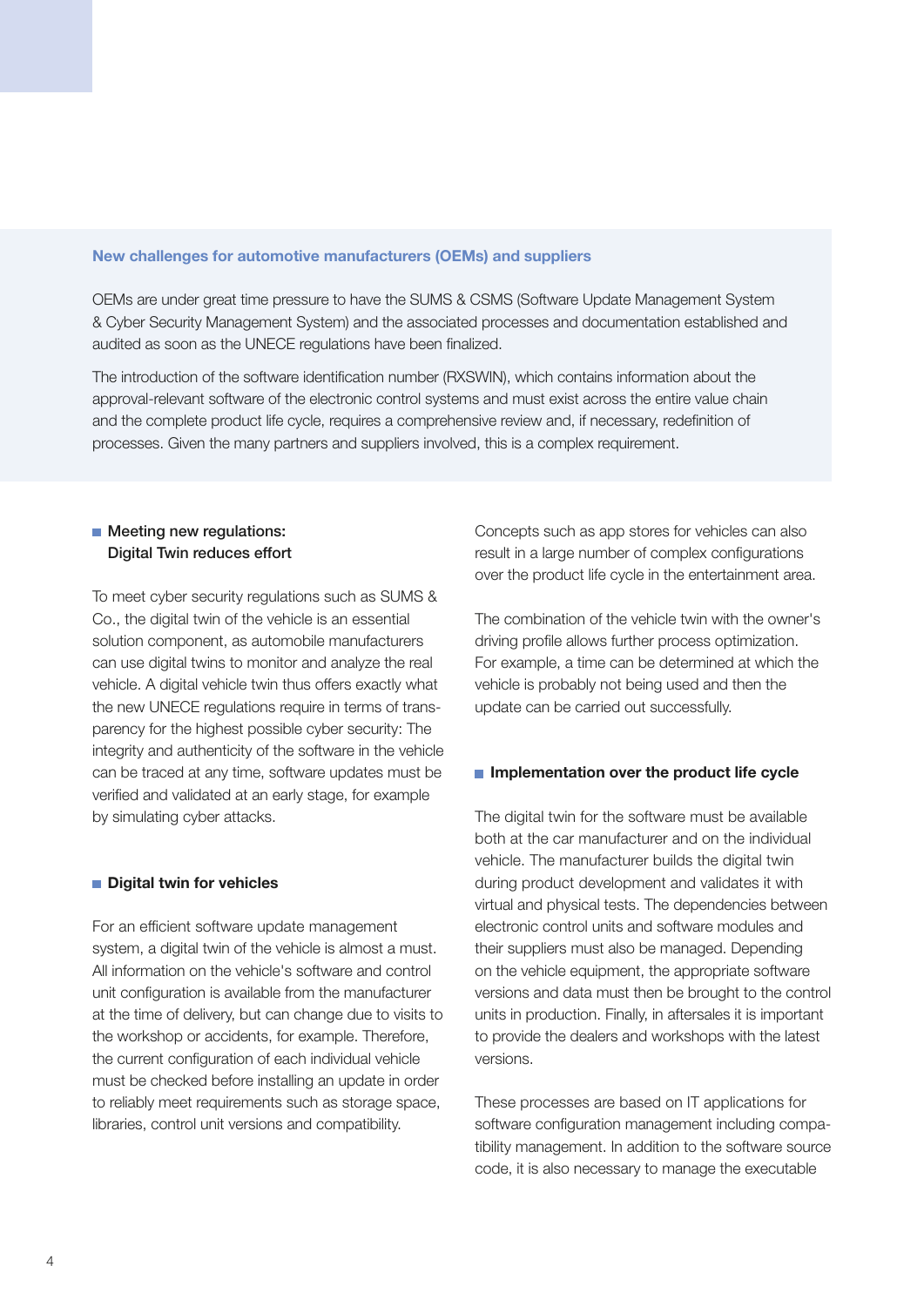## New challenges for automotive manufacturers (OEMs) and suppliers

OEMs are under great time pressure to have the SUMS & CSMS (Software Update Management System & Cyber Security Management System) and the associated processes and documentation established and audited as soon as the UNECE regulations have been finalized.

The introduction of the software identification number (RXSWIN), which contains information about the approval-relevant software of the electronic control systems and must exist across the entire value chain and the complete product life cycle, requires a comprehensive review and, if necessary, redefinition of processes. Given the many partners and suppliers involved, this is a complex requirement.

### Meeting new regulations: Digital Twin reduces effort

To meet cyber security regulations such as SUMS & Co., the digital twin of the vehicle is an essential solution component, as automobile manufacturers can use digital twins to monitor and analyze the real vehicle. A digital vehicle twin thus offers exactly what the new UNECE regulations require in terms of transparency for the highest possible cyber security: The integrity and authenticity of the software in the vehicle can be traced at any time, software updates must be verified and validated at an early stage, for example by simulating cyber attacks.

### Digital twin for vehicles

For an efficient software update management system, a digital twin of the vehicle is almost a must. All information on the vehicle's software and control unit configuration is available from the manufacturer at the time of delivery, but can change due to visits to the workshop or accidents, for example. Therefore, the current configuration of each individual vehicle must be checked before installing an update in order to reliably meet requirements such as storage space, libraries, control unit versions and compatibility.

Concepts such as app stores for vehicles can also result in a large number of complex configurations over the product life cycle in the entertainment area.

The combination of the vehicle twin with the owner's driving profile allows further process optimization. For example, a time can be determined at which the vehicle is probably not being used and then the update can be carried out successfully.

### Implementation over the product life cycle

The digital twin for the software must be available both at the car manufacturer and on the individual vehicle. The manufacturer builds the digital twin during product development and validates it with virtual and physical tests. The dependencies between electronic control units and software modules and their suppliers must also be managed. Depending on the vehicle equipment, the appropriate software versions and data must then be brought to the control units in production. Finally, in aftersales it is important to provide the dealers and workshops with the latest versions.

These processes are based on IT applications for software configuration management including compatibility management. In addition to the software source code, it is also necessary to manage the executable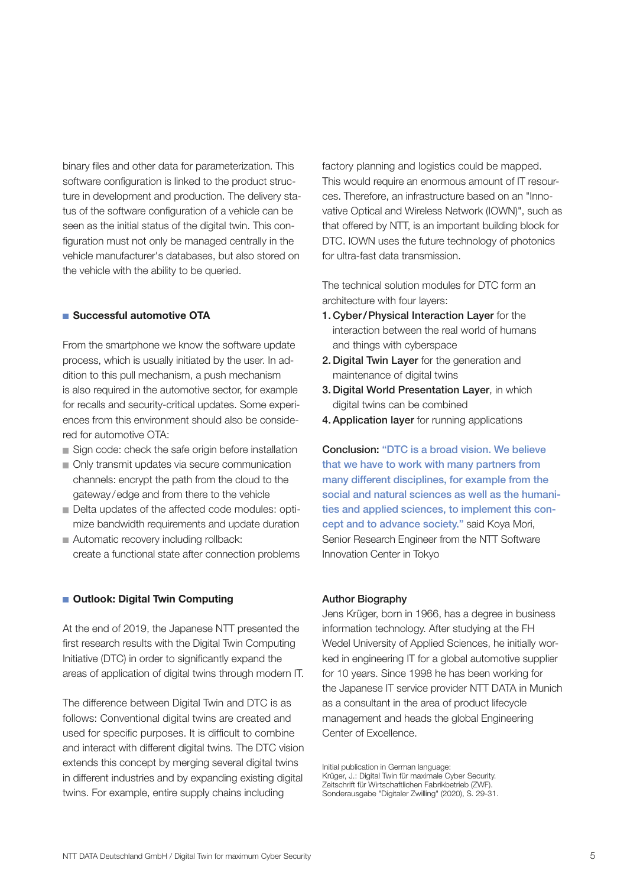binary files and other data for parameterization. This software configuration is linked to the product structure in development and production. The delivery status of the software configuration of a vehicle can be seen as the initial status of the digital twin. This configuration must not only be managed centrally in the vehicle manufacturer's databases, but also stored on the vehicle with the ability to be queried.

## Successful automotive OTA

From the smartphone we know the software update process, which is usually initiated by the user. In addition to this pull mechanism, a push mechanism is also required in the automotive sector, for example for recalls and security-critical updates. Some experiences from this environment should also be considered for automotive OTA:

- Sign code: check the safe origin before installation
- Only transmit updates via secure communication channels: encrypt the path from the cloud to the gateway/edge and from there to the vehicle
- Delta updates of the affected code modules: optimize bandwidth requirements and update duration
- Automatic recovery including rollback: create a functional state after connection problems

## Outlook: Digital Twin Computing

At the end of 2019, the Japanese NTT presented the first research results with the Digital Twin Computing Initiative (DTC) in order to significantly expand the areas of application of digital twins through modern IT.

The difference between Digital Twin and DTC is as follows: Conventional digital twins are created and used for specific purposes. It is difficult to combine and interact with different digital twins. The DTC vision extends this concept by merging several digital twins in different industries and by expanding existing digital twins. For example, entire supply chains including factory planning and logistics could be mapped. This would require an enormous amount of IT resources. Therefore, an infrastructure based on an "Innovative Optical and Wireless Network (IOWN)", such as that offered by NTT, is an important building block for DTC. IOWN uses the future technology of photonics for ultra-fast data transmission.

The technical solution modules for DTC form an architecture with four layers:

1. **Cyber/Physical Interaction Layer** for the interaction between the real world of humans and things with cyberspace
2. **Digital Twin Layer** for the generation and maintenance of digital twins
3. **Digital World Presentation Layer**, in which digital twins can be combined
4. **Application layer** for running applications

**Conclusion:** "DTC is a broad vision. We believe that we have to work with many partners from many different disciplines, for example from the social and natural sciences as well as the humanities and applied sciences, to implement this concept and to advance society." said Koya Mori, Senior Research Engineer from the NTT Software Innovation Center in Tokyo

### Author Biography

Jens Krüger, born in 1966, has a degree in business information technology. After studying at the FH Wedel University of Applied Sciences, he initially worked in engineering IT for a global automotive supplier for 10 years. Since 1998 he has been working for the Japanese IT service provider NTT DATA in Munich as a consultant in the area of product lifecycle management and heads the global Engineering Center of Excellence.

Initial publication in German language:
Krüger, J.: Digital Twin für maximale Cyber Security.
Zeitschrift für Wirtschaftlichen Fabrikbetrieb (ZWF).
Sonderausgabe "Digitaler Zwilling" (2020), S. 29-31.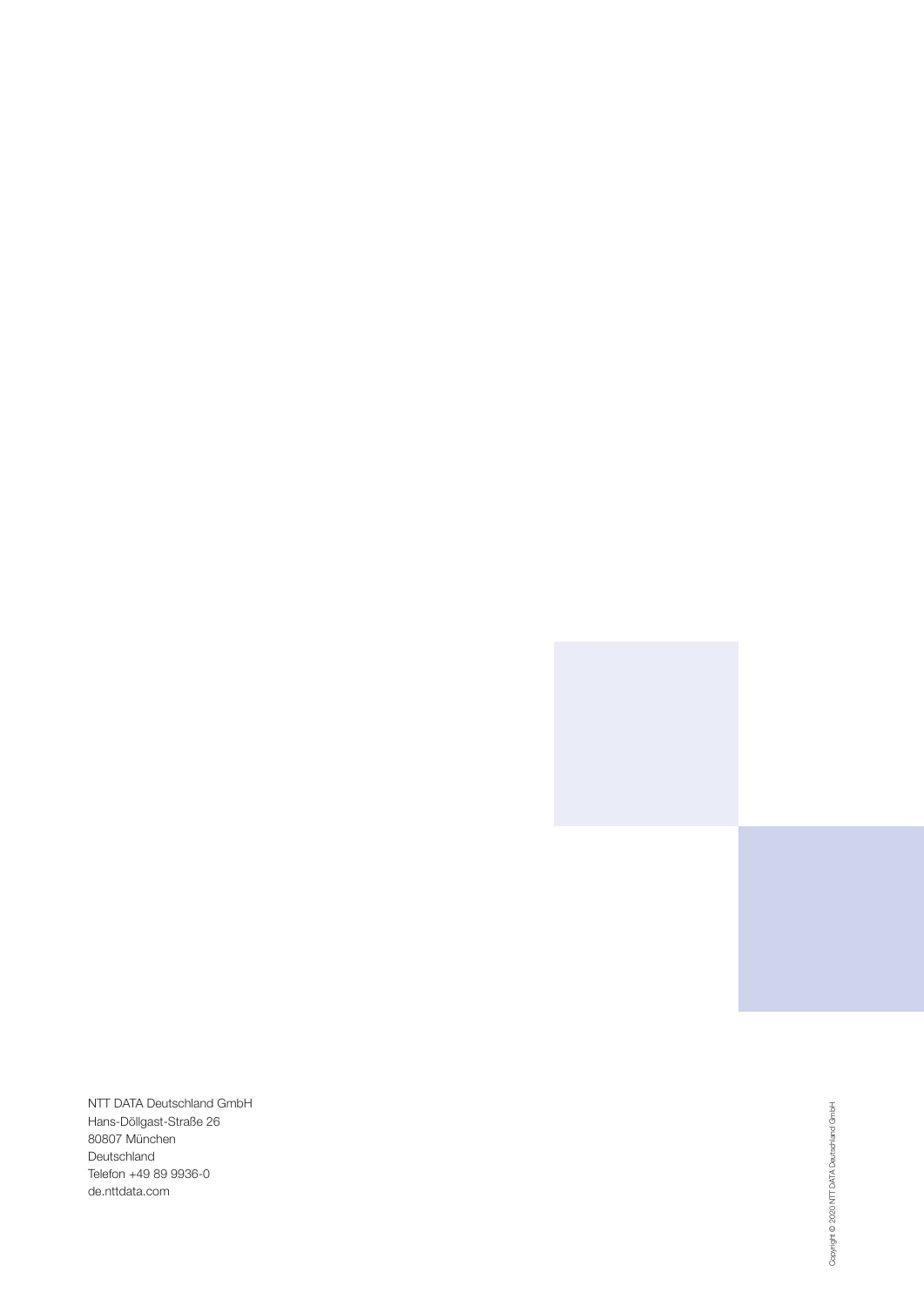NTT DATA Deutschland GmbH
Hans-Döllgast-Straße 26
80807 München
Deutschland
Telefon +49 89 9936-0
de.nttdata.com

Copyright © 2020 NTT DATA Deutschland GmbH